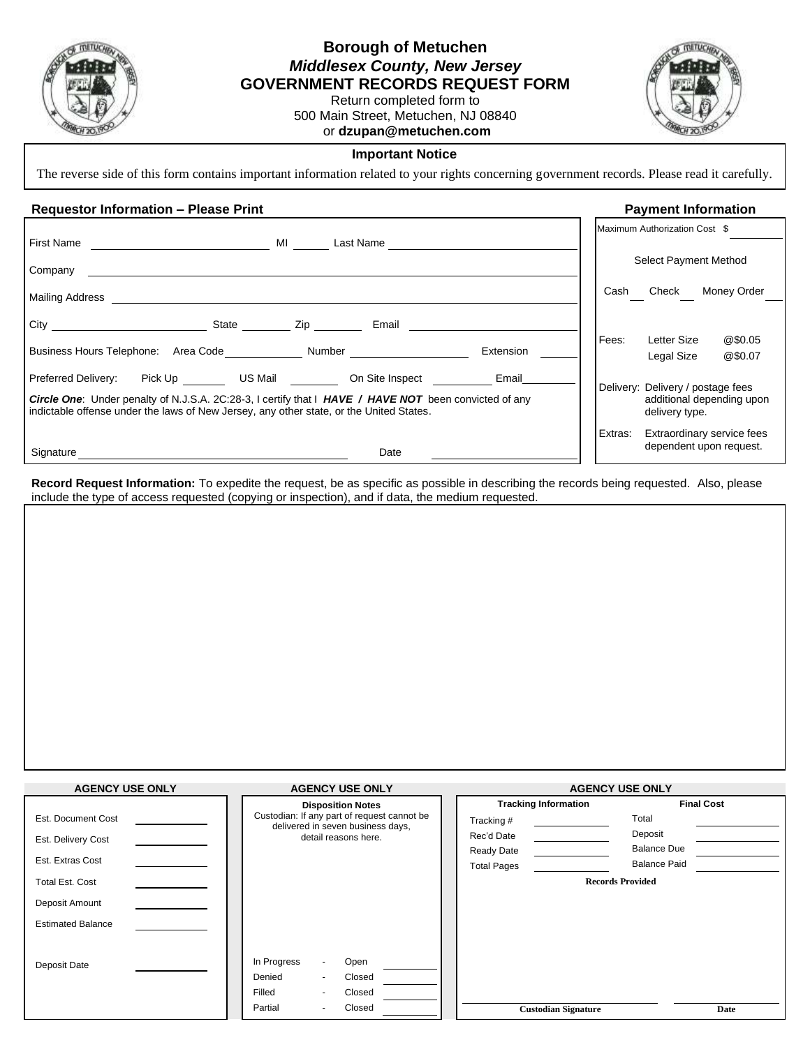# Borough of Metuchen

***Middlesex County, New Jersey***

## GOVERNMENT RECORDS REQUEST FORM

Return completed form to
500 Main Street, Metuchen, NJ 08840
or **dzupan@metuchen.com**

**Important Notice**

The reverse side of this form contains important information related to your rights concerning government records. Please read it carefully.

### Requestor Information – Please Print

First Name \_\_\_\_\_\_\_\_\_\_ MI \_\_\_\_ Last Name \_\_\_\_\_\_\_\_\_\_

Company \_\_\_\_\_\_\_\_\_\_

Mailing Address \_\_\_\_\_\_\_\_\_\_

City \_\_\_\_\_\_\_\_\_\_ State \_\_\_\_ Zip \_\_\_\_ Email \_\_\_\_\_\_\_\_\_\_

Business Hours Telephone: Area Code \_\_\_\_ Number \_\_\_\_\_\_\_\_ Extension \_\_\_\_

Preferred Delivery: Pick Up \_\_\_\_ US Mail \_\_\_\_ On Site Inspect \_\_\_\_ Email \_\_\_\_

***Circle One***: Under penalty of N.J.S.A. 2C:28-3, I certify that I ***HAVE / HAVE NOT*** been convicted of any indictable offense under the laws of New Jersey, any other state, or the United States.

Signature \_\_\_\_\_\_\_\_\_\_ Date \_\_\_\_\_\_\_\_\_\_

### Payment Information

Maximum Authorization Cost $ \_\_\_\_

Select Payment Method

Cash \_\_ Check \_\_ Money Order \_\_

Fees: Letter Size @$0.05
Legal Size @$0.07

Delivery: Delivery / postage fees additional depending upon delivery type.

Extras: Extraordinary service fees dependent upon request.

**Record Request Information:** To expedite the request, be as specific as possible in describing the records being requested. Also, please include the type of access requested (copying or inspection), and if data, the medium requested.

---

**AGENCY USE ONLY**

Est. Document Cost \_\_\_\_

Est. Delivery Cost \_\_\_\_

Est. Extras Cost \_\_\_\_

Total Est. Cost \_\_\_\_

Deposit Amount \_\_\_\_

Estimated Balance \_\_\_\_

Deposit Date \_\_\_\_

**AGENCY USE ONLY**

**Disposition Notes**

Custodian: If any part of request cannot be delivered in seven business days, detail reasons here.

In Progress - Open \_\_\_\_
Denied - Closed \_\_\_\_
Filled - Closed \_\_\_\_
Partial - Closed \_\_\_\_

**AGENCY USE ONLY**

**Tracking Information**

Tracking # \_\_\_\_
Rec'd Date \_\_\_\_
Ready Date \_\_\_\_
Total Pages \_\_\_\_

**Final Cost**

Total \_\_\_\_
Deposit \_\_\_\_
Balance Due \_\_\_\_
Balance Paid \_\_\_\_

**Records Provided**

**Custodian Signature** \_\_\_\_ **Date** \_\_\_\_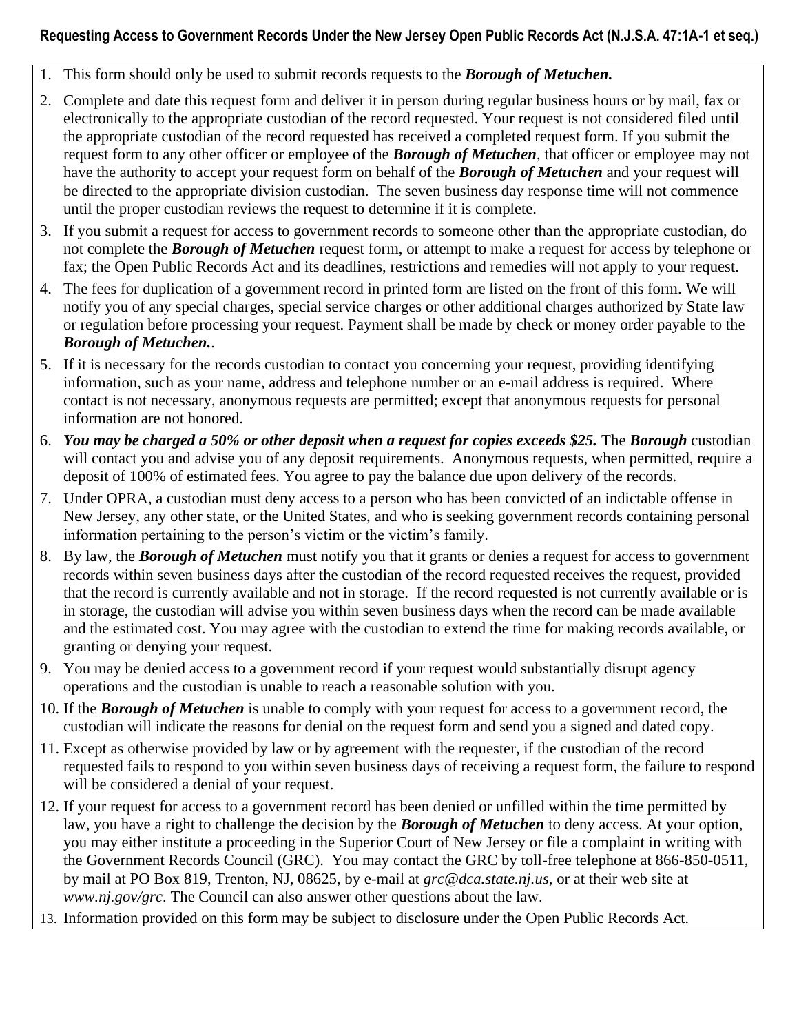**Requesting Access to Government Records Under the New Jersey Open Public Records Act (N.J.S.A. 47:1A-1 et seq.)**

1. This form should only be used to submit records requests to the ***Borough of Metuchen.***
2. Complete and date this request form and deliver it in person during regular business hours or by mail, fax or electronically to the appropriate custodian of the record requested. Your request is not considered filed until the appropriate custodian of the record requested has received a completed request form. If you submit the request form to any other officer or employee of the ***Borough of Metuchen***, that officer or employee may not have the authority to accept your request form on behalf of the ***Borough of Metuchen*** and your request will be directed to the appropriate division custodian. The seven business day response time will not commence until the proper custodian reviews the request to determine if it is complete.
3. If you submit a request for access to government records to someone other than the appropriate custodian, do not complete the ***Borough of Metuchen*** request form, or attempt to make a request for access by telephone or fax; the Open Public Records Act and its deadlines, restrictions and remedies will not apply to your request.
4. The fees for duplication of a government record in printed form are listed on the front of this form. We will notify you of any special charges, special service charges or other additional charges authorized by State law or regulation before processing your request. Payment shall be made by check or money order payable to the ***Borough of Metuchen.***.
5. If it is necessary for the records custodian to contact you concerning your request, providing identifying information, such as your name, address and telephone number or an e-mail address is required. Where contact is not necessary, anonymous requests are permitted; except that anonymous requests for personal information are not honored.
6. ***You may be charged a 50% or other deposit when a request for copies exceeds $25.*** The ***Borough*** custodian will contact you and advise you of any deposit requirements. Anonymous requests, when permitted, require a deposit of 100% of estimated fees. You agree to pay the balance due upon delivery of the records.
7. Under OPRA, a custodian must deny access to a person who has been convicted of an indictable offense in New Jersey, any other state, or the United States, and who is seeking government records containing personal information pertaining to the person's victim or the victim's family.
8. By law, the ***Borough of Metuchen*** must notify you that it grants or denies a request for access to government records within seven business days after the custodian of the record requested receives the request, provided that the record is currently available and not in storage. If the record requested is not currently available or is in storage, the custodian will advise you within seven business days when the record can be made available and the estimated cost. You may agree with the custodian to extend the time for making records available, or granting or denying your request.
9. You may be denied access to a government record if your request would substantially disrupt agency operations and the custodian is unable to reach a reasonable solution with you.
10. If the ***Borough of Metuchen*** is unable to comply with your request for access to a government record, the custodian will indicate the reasons for denial on the request form and send you a signed and dated copy.
11. Except as otherwise provided by law or by agreement with the requester, if the custodian of the record requested fails to respond to you within seven business days of receiving a request form, the failure to respond will be considered a denial of your request.
12. If your request for access to a government record has been denied or unfilled within the time permitted by law, you have a right to challenge the decision by the ***Borough of Metuchen*** to deny access. At your option, you may either institute a proceeding in the Superior Court of New Jersey or file a complaint in writing with the Government Records Council (GRC). You may contact the GRC by toll-free telephone at 866-850-0511, by mail at PO Box 819, Trenton, NJ, 08625, by e-mail at *grc@dca.state.nj.us*, or at their web site at *www.nj.gov/grc*. The Council can also answer other questions about the law.
13. Information provided on this form may be subject to disclosure under the Open Public Records Act.